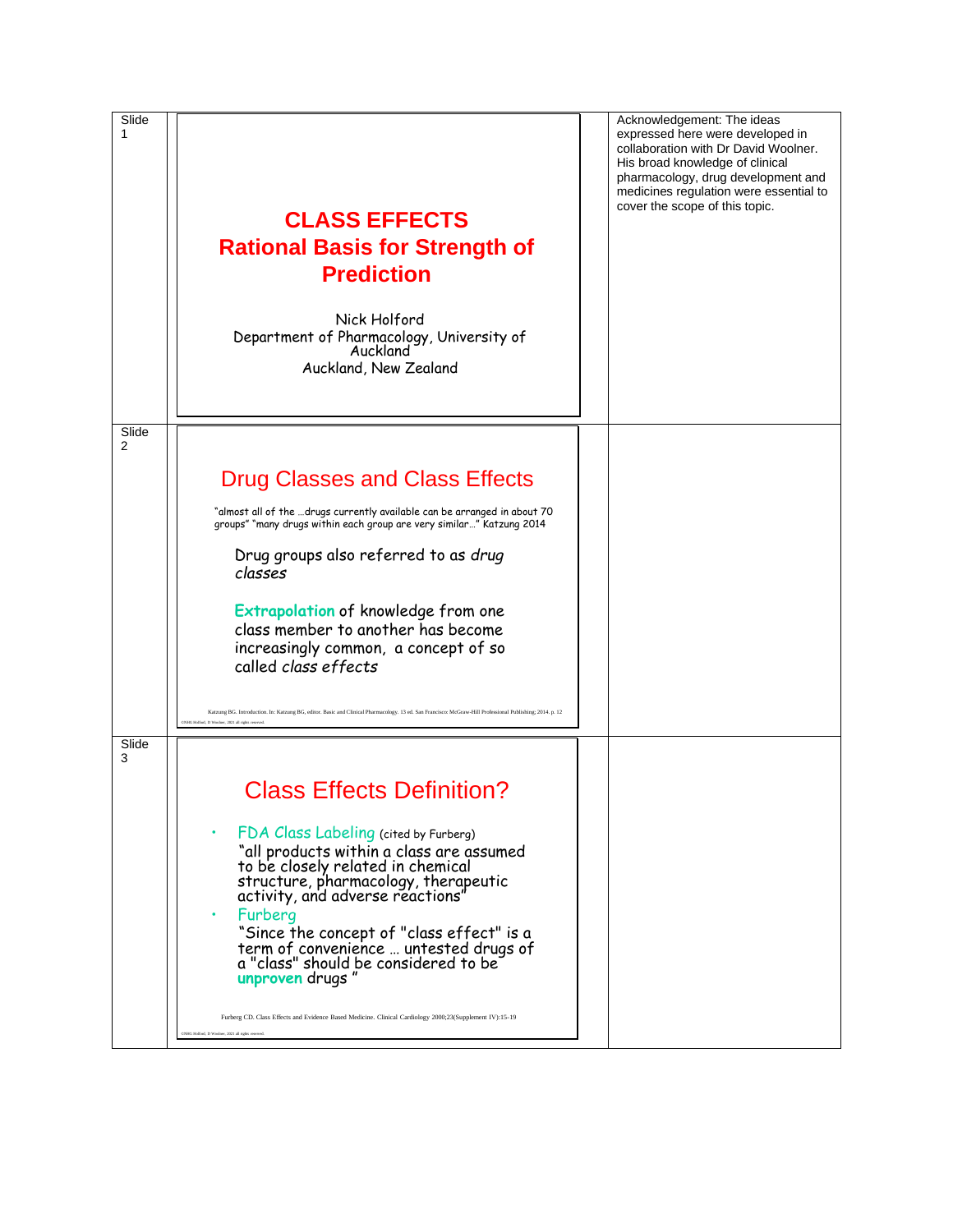Slide 1

# CLASS EFFECTS
# Rational Basis for Strength of Prediction

Nick Holford
Department of Pharmacology, University of Auckland
Auckland, New Zealand

Acknowledgement: The ideas expressed here were developed in collaboration with Dr David Woolner. His broad knowledge of clinical pharmacology, drug development and medicines regulation were essential to cover the scope of this topic.

Slide 2

## Drug Classes and Class Effects

"almost all of the …drugs currently available can be arranged in about 70 groups" "many drugs within each group are very similar…" Katzung 2014

Drug groups also referred to as *drug classes*

**Extrapolation** of knowledge from one class member to another has become increasingly common, a concept of so called *class effects*

Katzung BG. Introduction. In: Katzung BG, editor. Basic and Clinical Pharmacology. 13 ed. San Francisco: McGraw-Hill Professional Publishing; 2014. p. 12

©NHG Holford, D Woolner, 2021 all rights reserved.

Slide 3

## Class Effects Definition?

- FDA Class Labeling (cited by Furberg)
  "all products within a class are assumed to be closely related in chemical structure, pharmacology, therapeutic activity, and adverse reactions"
- Furberg
  "Since the concept of "class effect" is a term of convenience … untested drugs of a "class" should be considered to be **unproven** drugs "

Furberg CD. Class Effects and Evidence Based Medicine. Clinical Cardiology 2000;23(Supplement IV):15-19

©NHG Holford, D Woolner, 2021 all rights reserved.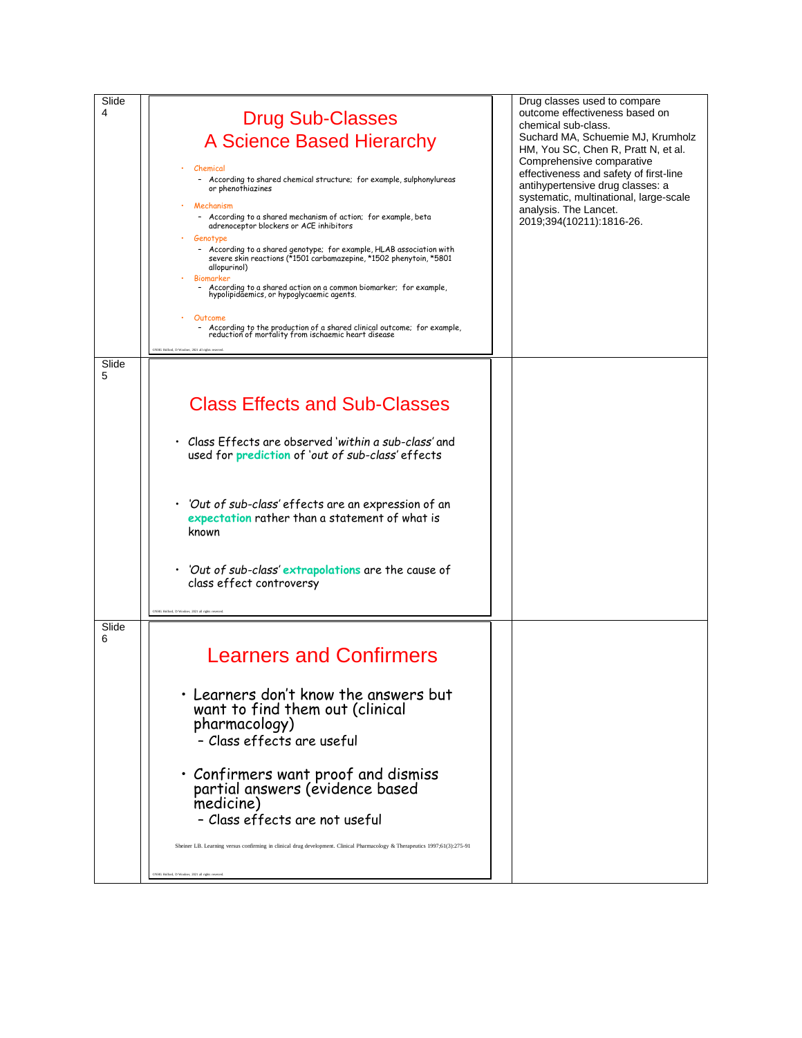| | | |
|---|---|---|
| Slide 4 | **Drug Sub-Classes**<br>**A Science Based Hierarchy**<br><br>• Chemical<br>– According to shared chemical structure; for example, sulphonylureas or phenothiazines<br>• Mechanism<br>– According to a shared mechanism of action; for example, beta adrenoceptor blockers or ACE inhibitors<br>• Genotype<br>– According to a shared genotype; for example, HLAB association with severe skin reactions (*1501 carbamazepine, *1502 phenytoin, *5801 allopurinol)<br>• Biomarker<br>– According to a shared action on a common biomarker; for example, hypolipidaemics, or hypoglycaemic agents.<br>• Outcome<br>– According to the production of a shared clinical outcome; for example, reduction of mortality from ischaemic heart disease<br><br>©NHG Holford, D Woolsey, 2021 all rights reserved. | Drug classes used to compare outcome effectiveness based on chemical sub-class.<br>Suchard MA, Schuemie MJ, Krumholz HM, You SC, Chen R, Pratt N, et al. Comprehensive comparative effectiveness and safety of first-line antihypertensive drug classes: a systematic, multinational, large-scale analysis. The Lancet. 2019;394(10211):1816-26. |
| Slide 5 | **Class Effects and Sub-Classes**<br><br>• Class Effects are observed '*within a sub-class*' and used for **prediction** of '*out of sub-class*' effects<br>• '*Out of sub-class*' effects are an expression of an **expectation** rather than a statement of what is known<br>• '*Out of sub-class*' **extrapolations** are the cause of class effect controversy<br><br>©NHG Holford, D Woolsey, 2021 all rights reserved. | |
| Slide 6 | **Learners and Confirmers**<br><br>• Learners don't know the answers but want to find them out (clinical pharmacology)<br>– Class effects are useful<br>• Confirmers want proof and dismiss partial answers (evidence based medicine)<br>– Class effects are not useful<br><br>Sheiner LB. Learning versus confirming in clinical drug development. Clinical Pharmacology & Therapeutics 1997;61(3):275-91<br><br>©NHG Holford, D Woolsey, 2021 all rights reserved. | |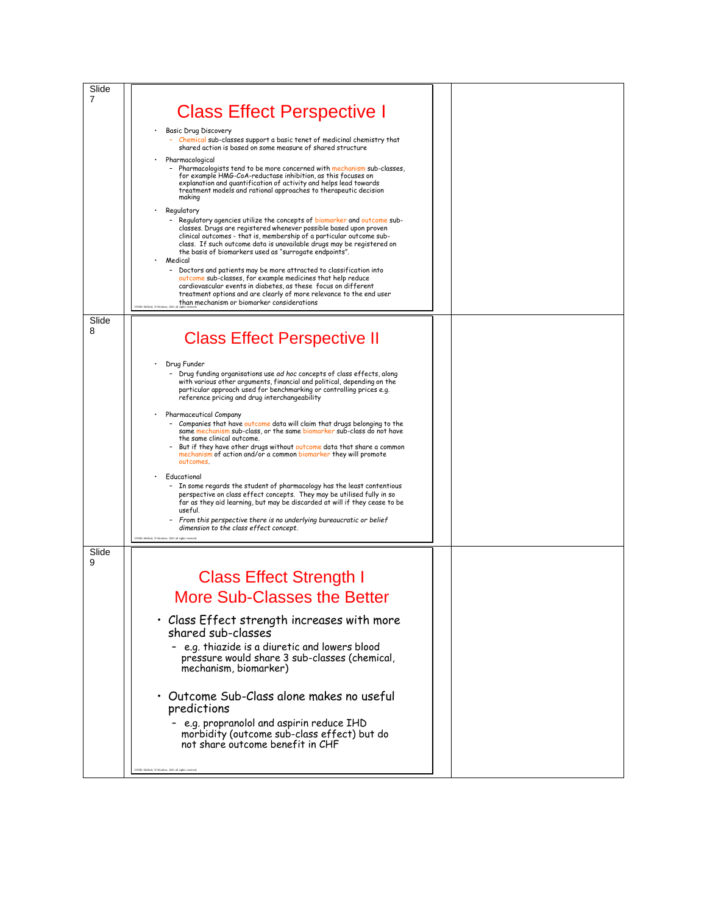Slide 7

## Class Effect Perspective I

- Basic Drug Discovery
  - Chemical sub-classes support a basic tenet of medicinal chemistry that shared action is based on some measure of shared structure
- Pharmacological
  - Pharmacologists tend to be more concerned with mechanism sub-classes, for example HMG-CoA-reductase inhibition, as this focuses on explanation and quantification of activity and helps lead towards treatment models and rational approaches to therapeutic decision making
- Regulatory
  - Regulatory agencies utilize the concepts of biomarker and outcome sub-classes. Drugs are registered whenever possible based upon proven clinical outcomes - that is, membership of a particular outcome sub-class. If such outcome data is unavailable drugs may be registered on the basis of biomarkers used as "surrogate endpoints".
- Medical
  - Doctors and patients may be more attracted to classification into outcome sub-classes, for example medicines that help reduce cardiovascular events in diabetes, as these focus on different treatment options and are clearly of more relevance to the end user than mechanism or biomarker considerations

©NHG Holford, D Woolsey, 2021 all rights reserved.

Slide 8

## Class Effect Perspective II

- Drug Funder
  - Drug funding organisations use *ad hoc* concepts of class effects, along with various other arguments, financial and political, depending on the particular approach used for benchmarking or controlling prices e.g. reference pricing and drug interchangeability
- Pharmaceutical Company
  - Companies that have outcome data will claim that drugs belonging to the same mechanism sub-class, or the same biomarker sub-class do not have the same clinical outcome.
  - But if they have other drugs without outcome data that share a common mechanism of action and/or a common biomarker they will promote outcomes.
- Educational
  - In some regards the student of pharmacology has the least contentious perspective on class effect concepts. They may be utilised fully in so far as they aid learning, but may be discarded at will if they cease to be useful.
  - *From this perspective there is no underlying bureaucratic or belief dimension to the class effect concept.*

©NHG Holford, D Woolsey, 2021 all rights reserved.

Slide 9

## Class Effect Strength I
## More Sub-Classes the Better

- Class Effect strength increases with more shared sub-classes
  - e.g. thiazide is a diuretic and lowers blood pressure would share 3 sub-classes (chemical, mechanism, biomarker)
- Outcome Sub-Class alone makes no useful predictions
  - e.g. propranolol and aspirin reduce IHD morbidity (outcome sub-class effect) but do not share outcome benefit in CHF

©NHG Holford, D Woolsey, 2021 all rights reserved.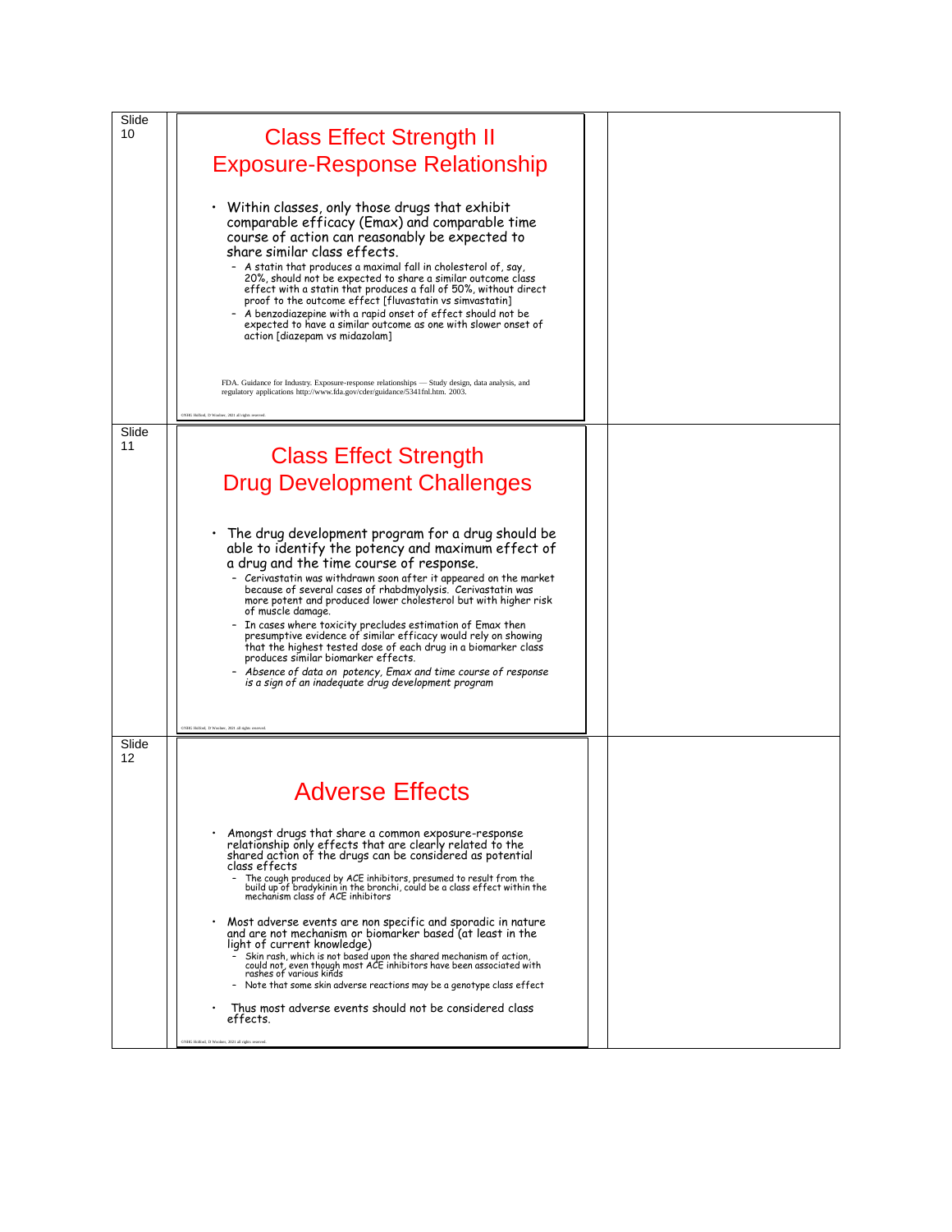Slide 10

## Class Effect Strength II
## Exposure-Response Relationship

- Within classes, only those drugs that exhibit comparable efficacy (Emax) and comparable time course of action can reasonably be expected to share similar class effects.
  - A statin that produces a maximal fall in cholesterol of, say, 20%, should not be expected to share a similar outcome class effect with a statin that produces a fall of 50%, without direct proof to the outcome effect [fluvastatin vs simvastatin]
  - A benzodiazepine with a rapid onset of effect should not be expected to have a similar outcome as one with slower onset of action [diazepam vs midazolam]

FDA. Guidance for Industry. Exposure-response relationships — Study design, data analysis, and regulatory applications http://www.fda.gov/cder/guidance/5341fnl.htm. 2003.

©NHG Holford, D Woolsey, 2021 all rights reserved.

Slide 11

## Class Effect Strength
## Drug Development Challenges

- The drug development program for a drug should be able to identify the potency and maximum effect of a drug and the time course of response.
  - Cerivastatin was withdrawn soon after it appeared on the market because of several cases of rhabdmyolysis. Cerivastatin was more potent and produced lower cholesterol but with higher risk of muscle damage.
  - In cases where toxicity precludes estimation of Emax then presumptive evidence of similar efficacy would rely on showing that the highest tested dose of each drug in a biomarker class produces similar biomarker effects.
  - *Absence of data on potency, Emax and time course of response is a sign of an inadequate drug development program*

©NHG Holford, D Woolsey, 2021 all rights reserved.

Slide 12

## Adverse Effects

- Amongst drugs that share a common exposure-response relationship only effects that are clearly related to the shared action of the drugs can be considered as potential class effects
  - The cough produced by ACE inhibitors, presumed to result from the build up of bradykinin in the bronchi, could be a class effect within the mechanism class of ACE inhibitors
- Most adverse events are non specific and sporadic in nature and are not mechanism or biomarker based (at least in the light of current knowledge)
  - Skin rash, which is not based upon the shared mechanism of action, could not, even though most ACE inhibitors have been associated with rashes of various kinds
  - Note that some skin adverse reactions may be a genotype class effect
- Thus most adverse events should not be considered class effects.

©NHG Holford, D Woolsey, 2021 all rights reserved.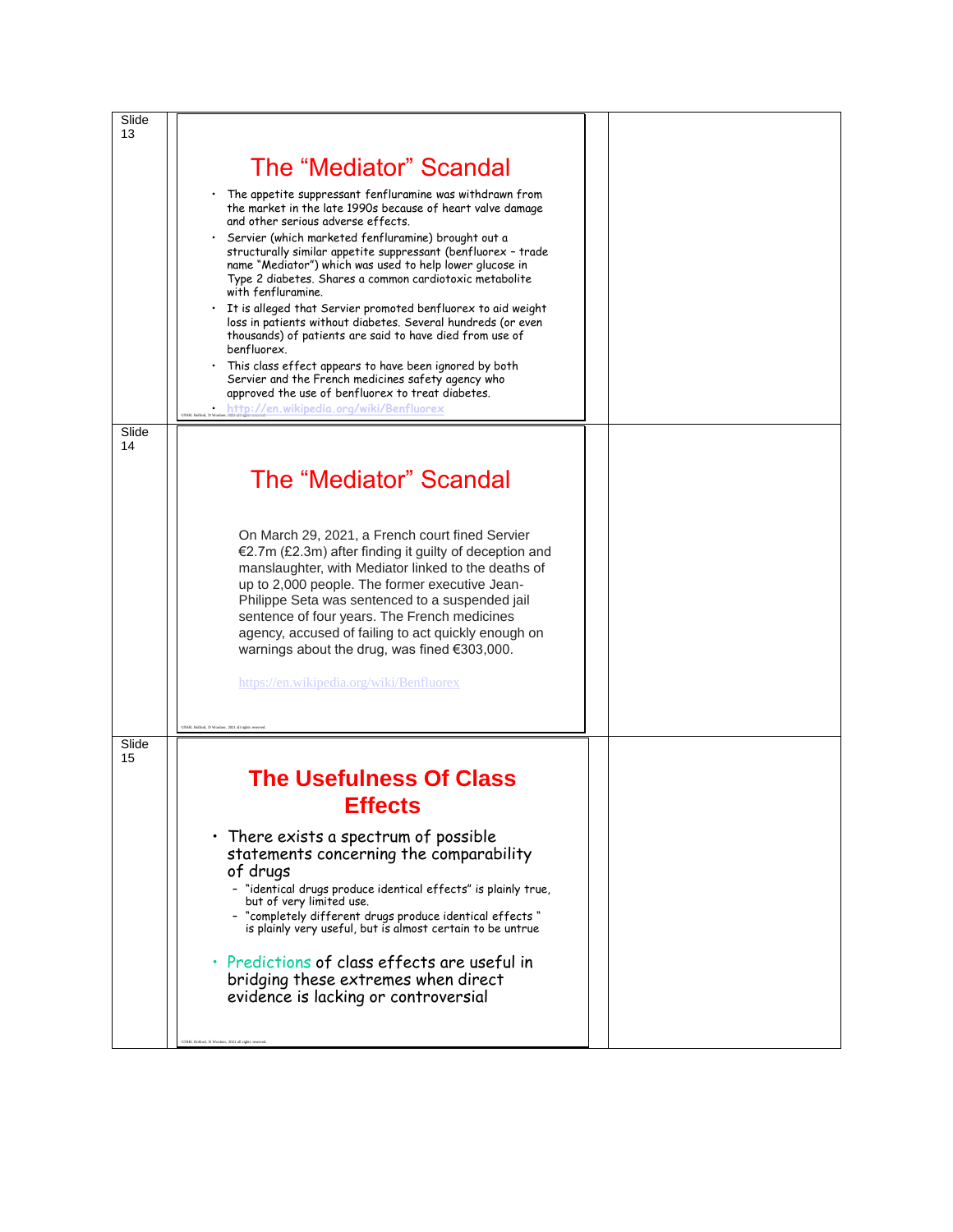Slide 13

## The "Mediator" Scandal

- The appetite suppressant fenfluramine was withdrawn from the market in the late 1990s because of heart valve damage and other serious adverse effects.
- Servier (which marketed fenfluramine) brought out a structurally similar appetite suppressant (benfluorex – trade name "Mediator") which was used to help lower glucose in Type 2 diabetes. Shares a common cardiotoxic metabolite with fenfluramine.
- It is alleged that Servier promoted benfluorex to aid weight loss in patients without diabetes. Several hundreds (or even thousands) of patients are said to have died from use of benfluorex.
- This class effect appears to have been ignored by both Servier and the French medicines safety agency who approved the use of benfluorex to treat diabetes.
- http://en.wikipedia.org/wiki/Benfluorex

Slide 14

## The "Mediator" Scandal

On March 29, 2021, a French court fined Servier €2.7m (£2.3m) after finding it guilty of deception and manslaughter, with Mediator linked to the deaths of up to 2,000 people. The former executive Jean-Philippe Seta was sentenced to a suspended jail sentence of four years. The French medicines agency, accused of failing to act quickly enough on warnings about the drug, was fined €303,000.

https://en.wikipedia.org/wiki/Benfluorex

Slide 15

## The Usefulness Of Class Effects

- There exists a spectrum of possible statements concerning the comparability of drugs
  - "identical drugs produce identical effects" is plainly true, but of very limited use.
  - "completely different drugs produce identical effects " is plainly very useful, but is almost certain to be untrue
- Predictions of class effects are useful in bridging these extremes when direct evidence is lacking or controversial